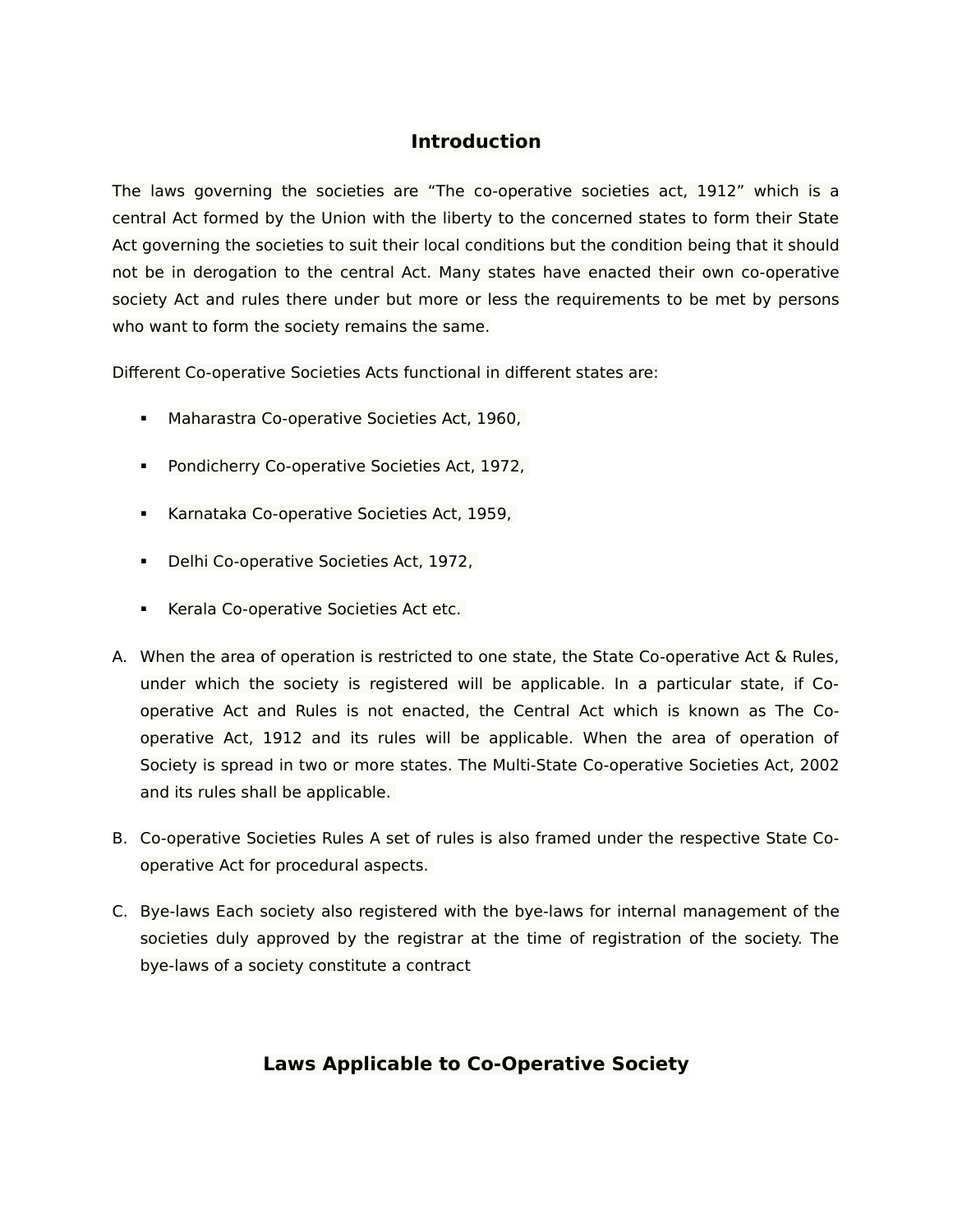# Introduction

The laws governing the societies are “The co-operative societies act, 1912” which is a central Act formed by the Union with the liberty to the concerned states to form their State Act governing the societies to suit their local conditions but the condition being that it should not be in derogation to the central Act. Many states have enacted their own co-operative society Act and rules there under but more or less the requirements to be met by persons who want to form the society remains the same.

Different Co-operative Societies Acts functional in different states are:

- Maharastra Co-operative Societies Act, 1960,
- Pondicherry Co-operative Societies Act, 1972,
- Karnataka Co-operative Societies Act, 1959,
- Delhi Co-operative Societies Act, 1972,
- Kerala Co-operative Societies Act etc.

A. When the area of operation is restricted to one state, the State Co-operative Act & Rules, under which the society is registered will be applicable. In a particular state, if Co-operative Act and Rules is not enacted, the Central Act which is known as The Co-operative Act, 1912 and its rules will be applicable. When the area of operation of Society is spread in two or more states. The Multi-State Co-operative Societies Act, 2002 and its rules shall be applicable.

B. Co-operative Societies Rules A set of rules is also framed under the respective State Co-operative Act for procedural aspects.

C. Bye-laws Each society also registered with the bye-laws for internal management of the societies duly approved by the registrar at the time of registration of the society. The bye-laws of a society constitute a contract

# Laws Applicable to Co-Operative Society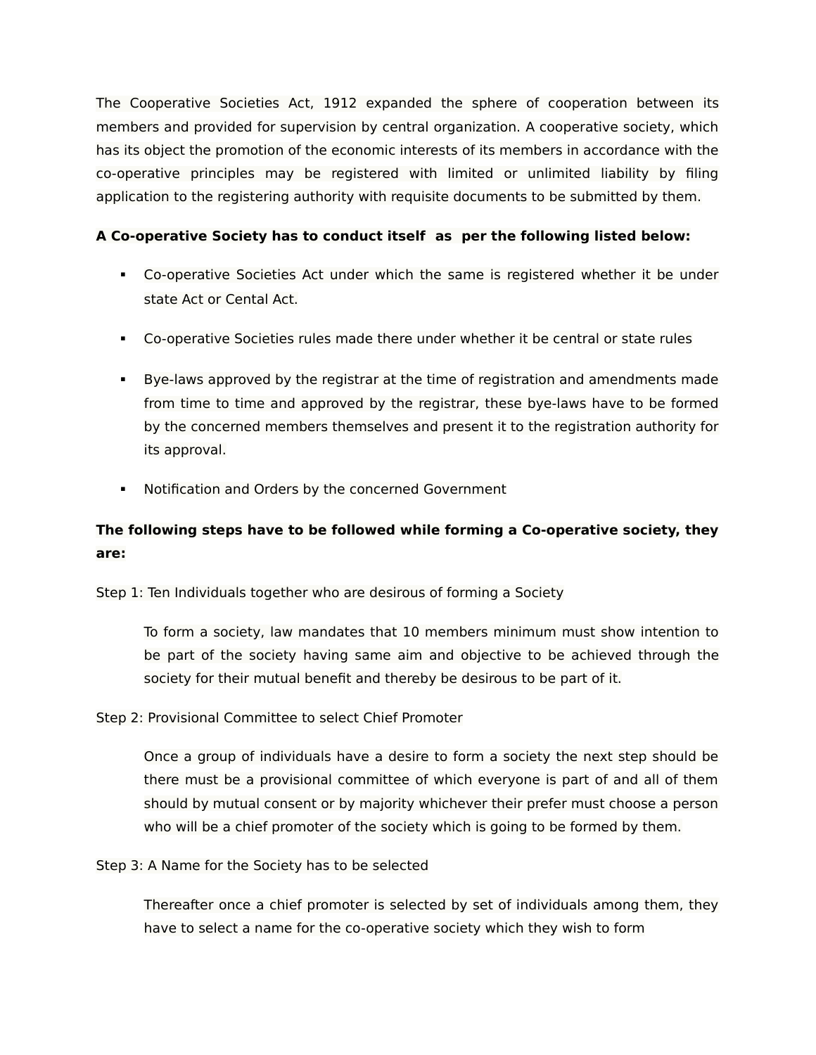The Cooperative Societies Act, 1912 expanded the sphere of cooperation between its members and provided for supervision by central organization. A cooperative society, which has its object the promotion of the economic interests of its members in accordance with the co-operative principles may be registered with limited or unlimited liability by filing application to the registering authority with requisite documents to be submitted by them.

**A Co-operative Society has to conduct itself as per the following listed below:**

- Co-operative Societies Act under which the same is registered whether it be under state Act or Cental Act.
- Co-operative Societies rules made there under whether it be central or state rules
- Bye-laws approved by the registrar at the time of registration and amendments made from time to time and approved by the registrar, these bye-laws have to be formed by the concerned members themselves and present it to the registration authority for its approval.
- Notification and Orders by the concerned Government

**The following steps have to be followed while forming a Co-operative society, they are:**

Step 1: Ten Individuals together who are desirous of forming a Society

> To form a society, law mandates that 10 members minimum must show intention to be part of the society having same aim and objective to be achieved through the society for their mutual benefit and thereby be desirous to be part of it.

Step 2: Provisional Committee to select Chief Promoter

> Once a group of individuals have a desire to form a society the next step should be there must be a provisional committee of which everyone is part of and all of them should by mutual consent or by majority whichever their prefer must choose a person who will be a chief promoter of the society which is going to be formed by them.

Step 3: A Name for the Society has to be selected

> Thereafter once a chief promoter is selected by set of individuals among them, they have to select a name for the co-operative society which they wish to form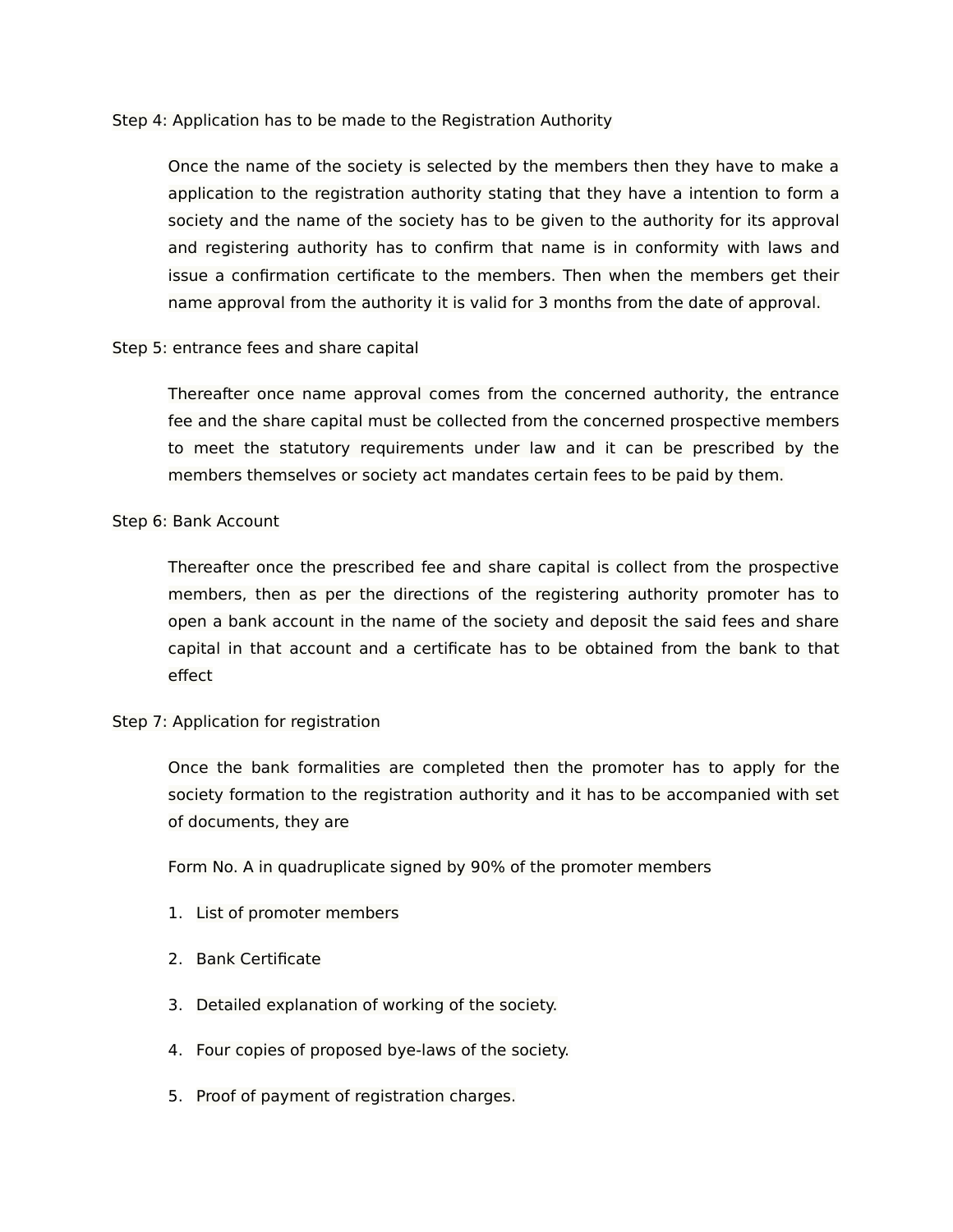Step 4: Application has to be made to the Registration Authority

Once the name of the society is selected by the members then they have to make a application to the registration authority stating that they have a intention to form a society and the name of the society has to be given to the authority for its approval and registering authority has to confirm that name is in conformity with laws and issue a confirmation certificate to the members. Then when the members get their name approval from the authority it is valid for 3 months from the date of approval.

Step 5: entrance fees and share capital

Thereafter once name approval comes from the concerned authority, the entrance fee and the share capital must be collected from the concerned prospective members to meet the statutory requirements under law and it can be prescribed by the members themselves or society act mandates certain fees to be paid by them.

Step 6: Bank Account

Thereafter once the prescribed fee and share capital is collect from the prospective members, then as per the directions of the registering authority promoter has to open a bank account in the name of the society and deposit the said fees and share capital in that account and a certificate has to be obtained from the bank to that effect

Step 7: Application for registration

Once the bank formalities are completed then the promoter has to apply for the society formation to the registration authority and it has to be accompanied with set of documents, they are

Form No. A in quadruplicate signed by 90% of the promoter members

1. List of promoter members
2. Bank Certificate
3. Detailed explanation of working of the society.
4. Four copies of proposed bye-laws of the society.
5. Proof of payment of registration charges.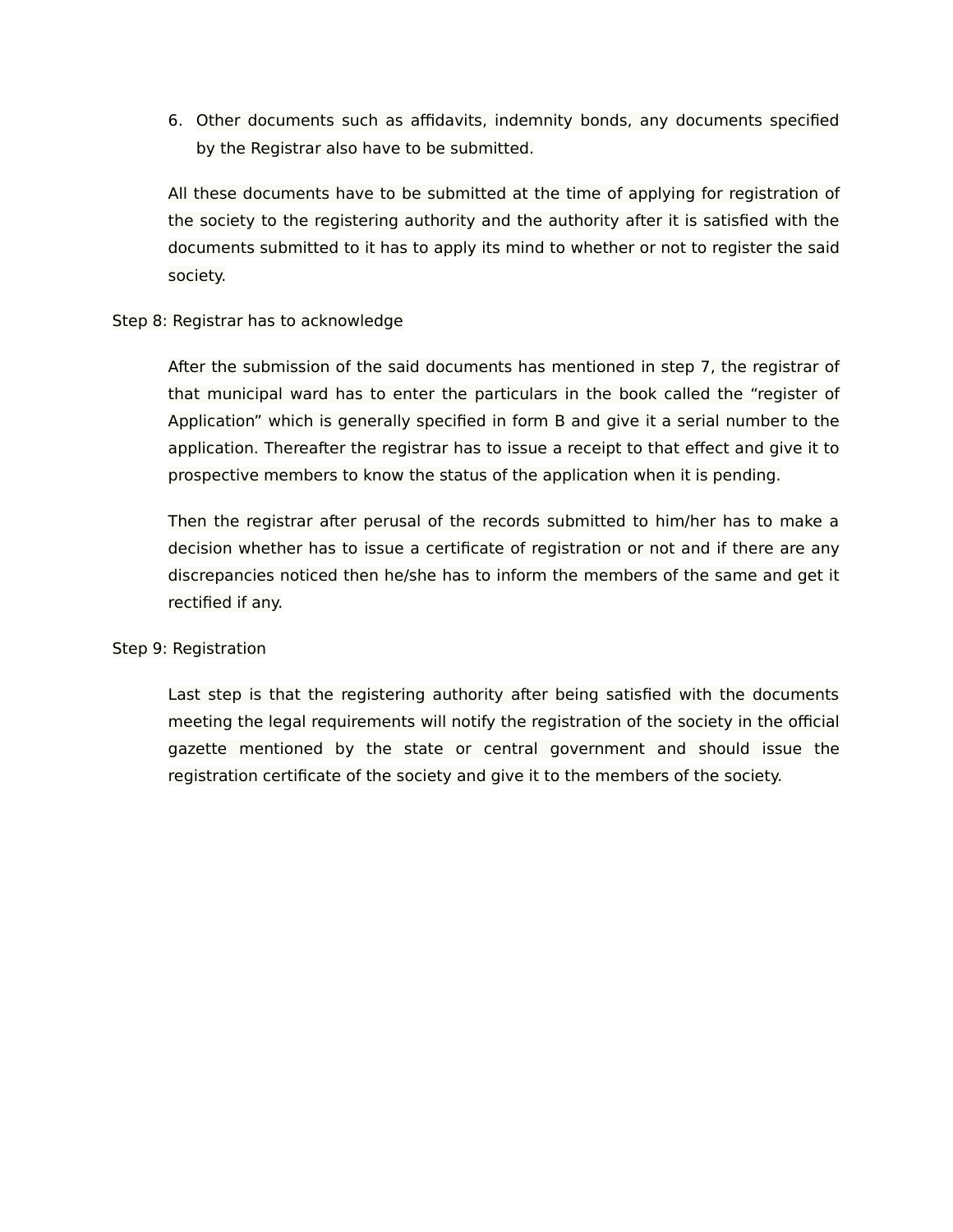6. Other documents such as affidavits, indemnity bonds, any documents specified by the Registrar also have to be submitted.

All these documents have to be submitted at the time of applying for registration of the society to the registering authority and the authority after it is satisfied with the documents submitted to it has to apply its mind to whether or not to register the said society.

Step 8: Registrar has to acknowledge

After the submission of the said documents has mentioned in step 7, the registrar of that municipal ward has to enter the particulars in the book called the "register of Application" which is generally specified in form B and give it a serial number to the application. Thereafter the registrar has to issue a receipt to that effect and give it to prospective members to know the status of the application when it is pending.

Then the registrar after perusal of the records submitted to him/her has to make a decision whether has to issue a certificate of registration or not and if there are any discrepancies noticed then he/she has to inform the members of the same and get it rectified if any.

Step 9: Registration

Last step is that the registering authority after being satisfied with the documents meeting the legal requirements will notify the registration of the society in the official gazette mentioned by the state or central government and should issue the registration certificate of the society and give it to the members of the society.